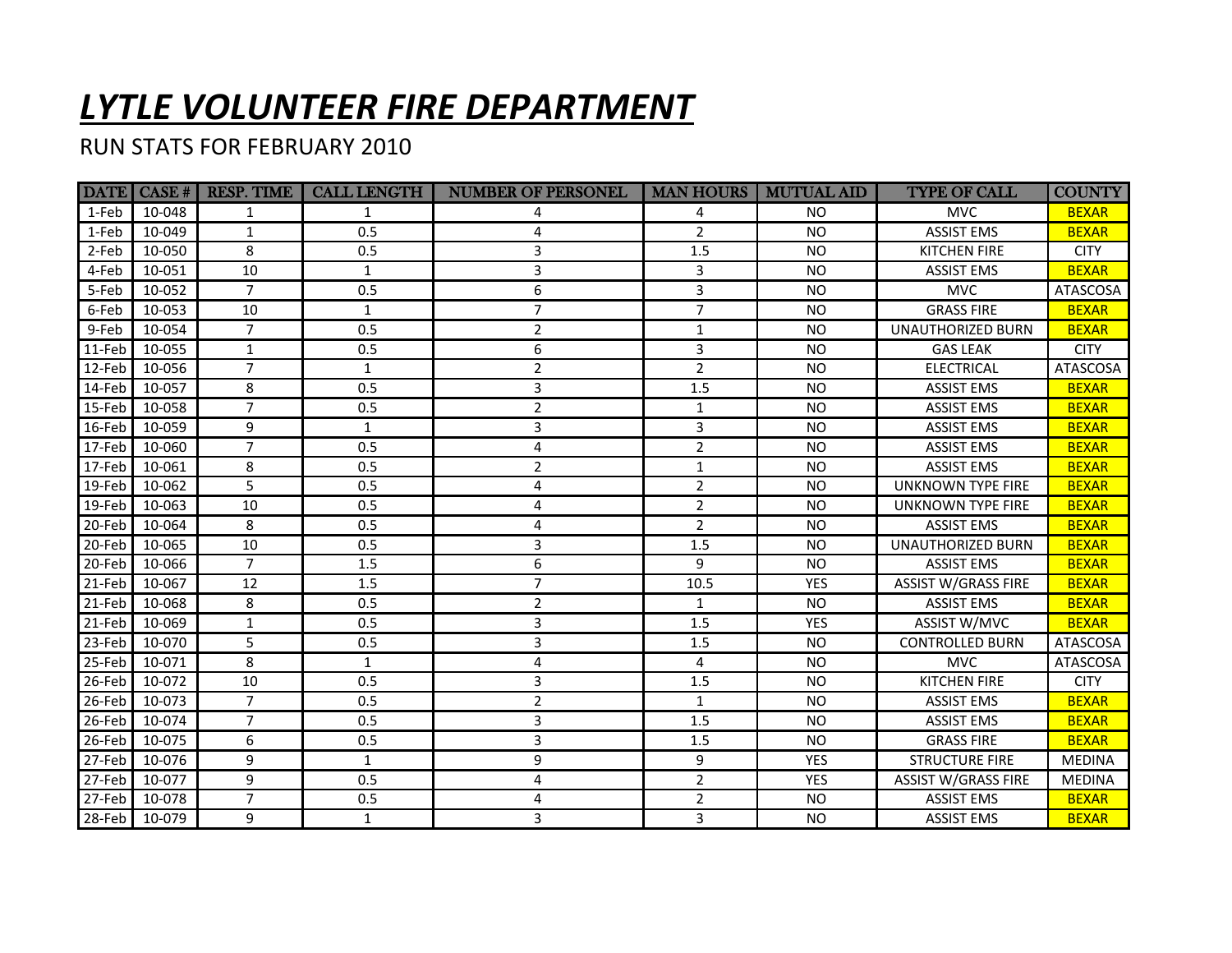# *LYTLE VOLUNTEER FIRE DEPARTMENT*

RUN STATS FOR FEBRUARY 2010

| DATE | CASE # | RESP. TIME | CALL LENGTH | NUMBER OF PERSONEL | MAN HOURS | MUTUAL AID | TYPE OF CALL | COUNTY |
|---|---|---|---|---|---|---|---|---|
| 1-Feb | 10-048 | 1 | 1 | 4 | 4 | NO | MVC | BEXAR |
| 1-Feb | 10-049 | 1 | 0.5 | 4 | 2 | NO | ASSIST EMS | BEXAR |
| 2-Feb | 10-050 | 8 | 0.5 | 3 | 1.5 | NO | KITCHEN FIRE | CITY |
| 4-Feb | 10-051 | 10 | 1 | 3 | 3 | NO | ASSIST EMS | BEXAR |
| 5-Feb | 10-052 | 7 | 0.5 | 6 | 3 | NO | MVC | ATASCOSA |
| 6-Feb | 10-053 | 10 | 1 | 7 | 7 | NO | GRASS FIRE | BEXAR |
| 9-Feb | 10-054 | 7 | 0.5 | 2 | 1 | NO | UNAUTHORIZED BURN | BEXAR |
| 11-Feb | 10-055 | 1 | 0.5 | 6 | 3 | NO | GAS LEAK | CITY |
| 12-Feb | 10-056 | 7 | 1 | 2 | 2 | NO | ELECTRICAL | ATASCOSA |
| 14-Feb | 10-057 | 8 | 0.5 | 3 | 1.5 | NO | ASSIST EMS | BEXAR |
| 15-Feb | 10-058 | 7 | 0.5 | 2 | 1 | NO | ASSIST EMS | BEXAR |
| 16-Feb | 10-059 | 9 | 1 | 3 | 3 | NO | ASSIST EMS | BEXAR |
| 17-Feb | 10-060 | 7 | 0.5 | 4 | 2 | NO | ASSIST EMS | BEXAR |
| 17-Feb | 10-061 | 8 | 0.5 | 2 | 1 | NO | ASSIST EMS | BEXAR |
| 19-Feb | 10-062 | 5 | 0.5 | 4 | 2 | NO | UNKNOWN TYPE FIRE | BEXAR |
| 19-Feb | 10-063 | 10 | 0.5 | 4 | 2 | NO | UNKNOWN TYPE FIRE | BEXAR |
| 20-Feb | 10-064 | 8 | 0.5 | 4 | 2 | NO | ASSIST EMS | BEXAR |
| 20-Feb | 10-065 | 10 | 0.5 | 3 | 1.5 | NO | UNAUTHORIZED BURN | BEXAR |
| 20-Feb | 10-066 | 7 | 1.5 | 6 | 9 | NO | ASSIST EMS | BEXAR |
| 21-Feb | 10-067 | 12 | 1.5 | 7 | 10.5 | YES | ASSIST W/GRASS FIRE | BEXAR |
| 21-Feb | 10-068 | 8 | 0.5 | 2 | 1 | NO | ASSIST EMS | BEXAR |
| 21-Feb | 10-069 | 1 | 0.5 | 3 | 1.5 | YES | ASSIST W/MVC | BEXAR |
| 23-Feb | 10-070 | 5 | 0.5 | 3 | 1.5 | NO | CONTROLLED BURN | ATASCOSA |
| 25-Feb | 10-071 | 8 | 1 | 4 | 4 | NO | MVC | ATASCOSA |
| 26-Feb | 10-072 | 10 | 0.5 | 3 | 1.5 | NO | KITCHEN FIRE | CITY |
| 26-Feb | 10-073 | 7 | 0.5 | 2 | 1 | NO | ASSIST EMS | BEXAR |
| 26-Feb | 10-074 | 7 | 0.5 | 3 | 1.5 | NO | ASSIST EMS | BEXAR |
| 26-Feb | 10-075 | 6 | 0.5 | 3 | 1.5 | NO | GRASS FIRE | BEXAR |
| 27-Feb | 10-076 | 9 | 1 | 9 | 9 | YES | STRUCTURE FIRE | MEDINA |
| 27-Feb | 10-077 | 9 | 0.5 | 4 | 2 | YES | ASSIST W/GRASS FIRE | MEDINA |
| 27-Feb | 10-078 | 7 | 0.5 | 4 | 2 | NO | ASSIST EMS | BEXAR |
| 28-Feb | 10-079 | 9 | 1 | 3 | 3 | NO | ASSIST EMS | BEXAR |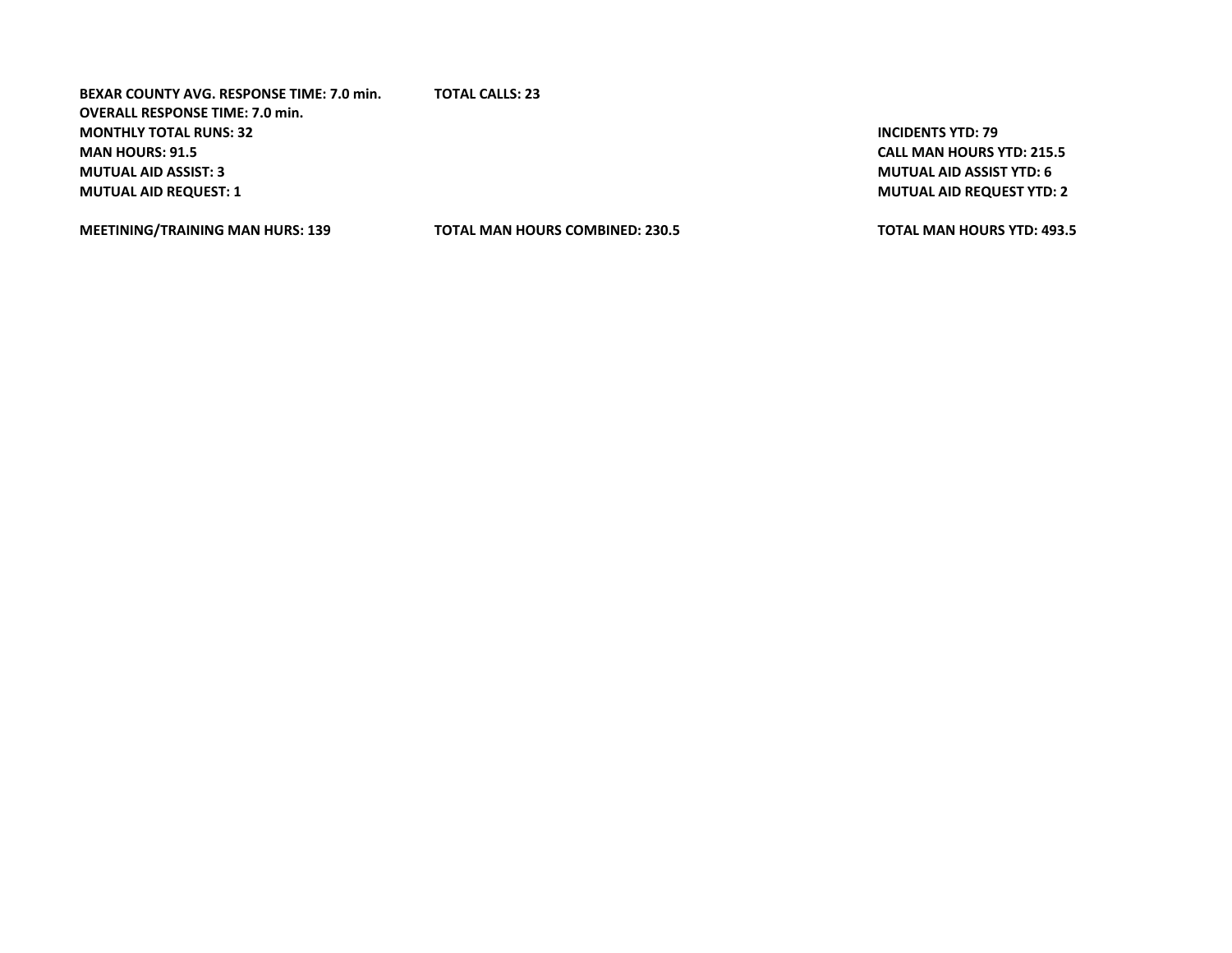**BEXAR COUNTY AVG. RESPONSE TIME: 7.0 min.**
**OVERALL RESPONSE TIME: 7.0 min.**
**MONTHLY TOTAL RUNS: 32**
**MAN HOURS: 91.5**
**MUTUAL AID ASSIST: 3**
**MUTUAL AID REQUEST: 1**

**TOTAL CALLS: 23**

**INCIDENTS YTD: 79**
**CALL MAN HOURS YTD: 215.5**
**MUTUAL AID ASSIST YTD: 6**
**MUTUAL AID REQUEST YTD: 2**

**MEETINING/TRAINING MAN HURS: 139**

**TOTAL MAN HOURS COMBINED: 230.5**

**TOTAL MAN HOURS YTD: 493.5**